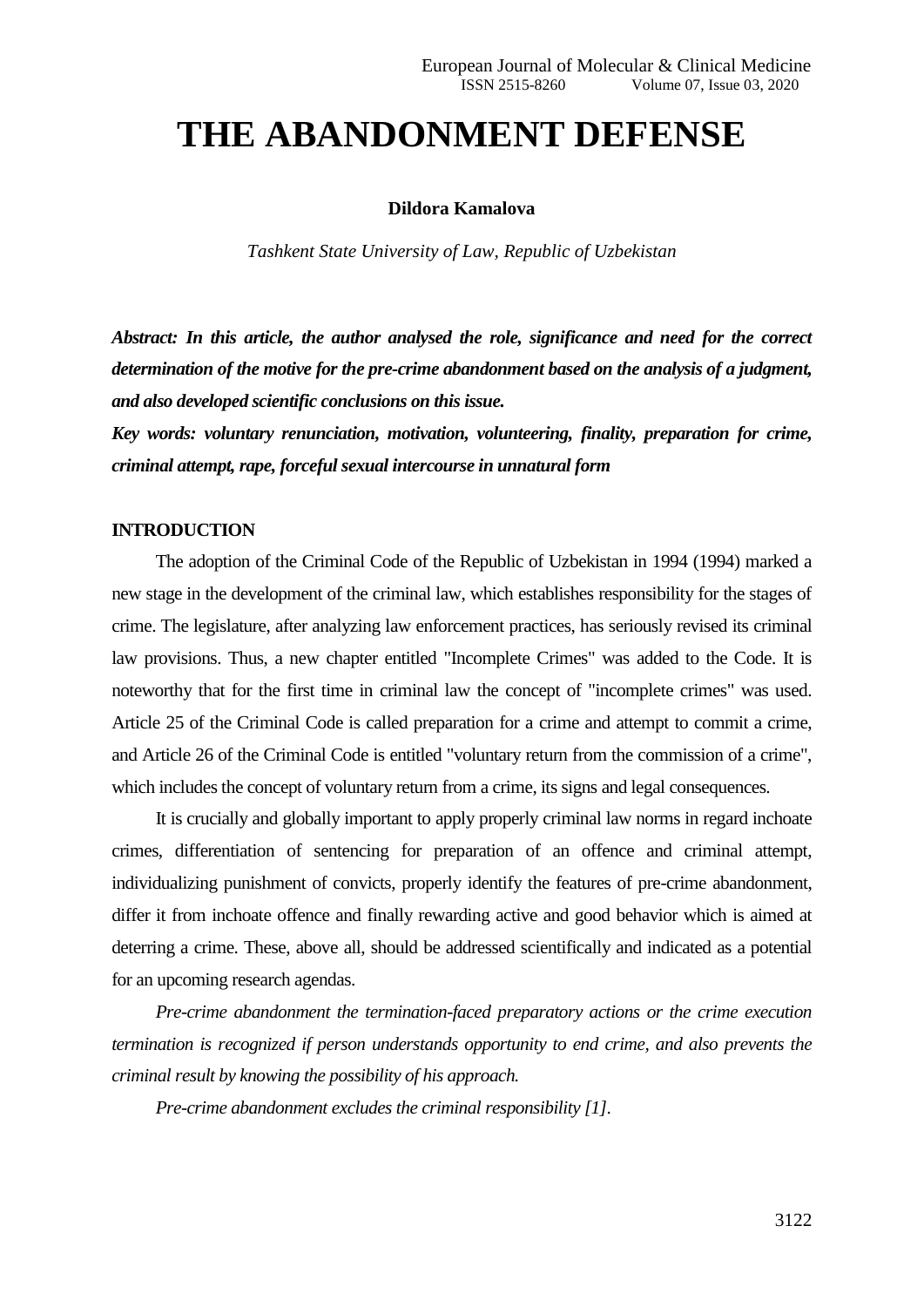# THE ABANDONMENT DEFENSE

**Dildora Kamalova**

*Tashkent State University of Law, Republic of Uzbekistan*

***Abstract: In this article, the author analysed the role, significance and need for the correct determination of the motive for the pre-crime abandonment based on the analysis of a judgment, and also developed scientific conclusions on this issue.***

***Key words: voluntary renunciation, motivation, volunteering, finality, preparation for crime, criminal attempt, rape, forceful sexual intercourse in unnatural form***

## INTRODUCTION

The adoption of the Criminal Code of the Republic of Uzbekistan in 1994 (1994) marked a new stage in the development of the criminal law, which establishes responsibility for the stages of crime. The legislature, after analyzing law enforcement practices, has seriously revised its criminal law provisions. Thus, a new chapter entitled "Incomplete Crimes" was added to the Code. It is noteworthy that for the first time in criminal law the concept of "incomplete crimes" was used. Article 25 of the Criminal Code is called preparation for a crime and attempt to commit a crime, and Article 26 of the Criminal Code is entitled "voluntary return from the commission of a crime", which includes the concept of voluntary return from a crime, its signs and legal consequences.

It is crucially and globally important to apply properly criminal law norms in regard inchoate crimes, differentiation of sentencing for preparation of an offence and criminal attempt, individualizing punishment of convicts, properly identify the features of pre-crime abandonment, differ it from inchoate offence and finally rewarding active and good behavior which is aimed at deterring a crime. These, above all, should be addressed scientifically and indicated as a potential for an upcoming research agendas.

*Pre-crime abandonment the termination-faced preparatory actions or the crime execution termination is recognized if person understands opportunity to end crime, and also prevents the criminal result by knowing the possibility of his approach.*

*Pre-crime abandonment excludes the criminal responsibility [1].*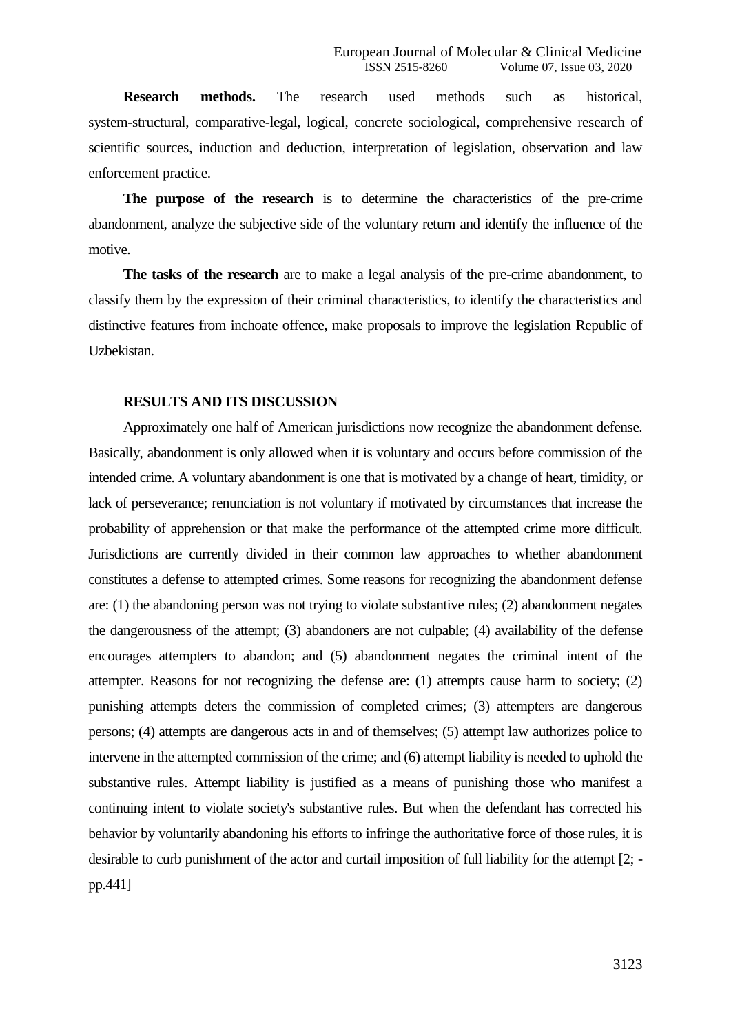**Research methods.** The research used methods such as historical, system-structural, comparative-legal, logical, concrete sociological, comprehensive research of scientific sources, induction and deduction, interpretation of legislation, observation and law enforcement practice.

**The purpose of the research** is to determine the characteristics of the pre-crime abandonment, analyze the subjective side of the voluntary return and identify the influence of the motive.

**The tasks of the research** are to make a legal analysis of the pre-crime abandonment, to classify them by the expression of their criminal characteristics, to identify the characteristics and distinctive features from inchoate offence, make proposals to improve the legislation Republic of Uzbekistan.

## RESULTS AND ITS DISCUSSION

Approximately one half of American jurisdictions now recognize the abandonment defense. Basically, abandonment is only allowed when it is voluntary and occurs before commission of the intended crime. A voluntary abandonment is one that is motivated by a change of heart, timidity, or lack of perseverance; renunciation is not voluntary if motivated by circumstances that increase the probability of apprehension or that make the performance of the attempted crime more difficult. Jurisdictions are currently divided in their common law approaches to whether abandonment constitutes a defense to attempted crimes. Some reasons for recognizing the abandonment defense are: (1) the abandoning person was not trying to violate substantive rules; (2) abandonment negates the dangerousness of the attempt; (3) abandoners are not culpable; (4) availability of the defense encourages attempters to abandon; and (5) abandonment negates the criminal intent of the attempter. Reasons for not recognizing the defense are: (1) attempts cause harm to society; (2) punishing attempts deters the commission of completed crimes; (3) attempters are dangerous persons; (4) attempts are dangerous acts in and of themselves; (5) attempt law authorizes police to intervene in the attempted commission of the crime; and (6) attempt liability is needed to uphold the substantive rules. Attempt liability is justified as a means of punishing those who manifest a continuing intent to violate society's substantive rules. But when the defendant has corrected his behavior by voluntarily abandoning his efforts to infringe the authoritative force of those rules, it is desirable to curb punishment of the actor and curtail imposition of full liability for the attempt [2; -pp.441]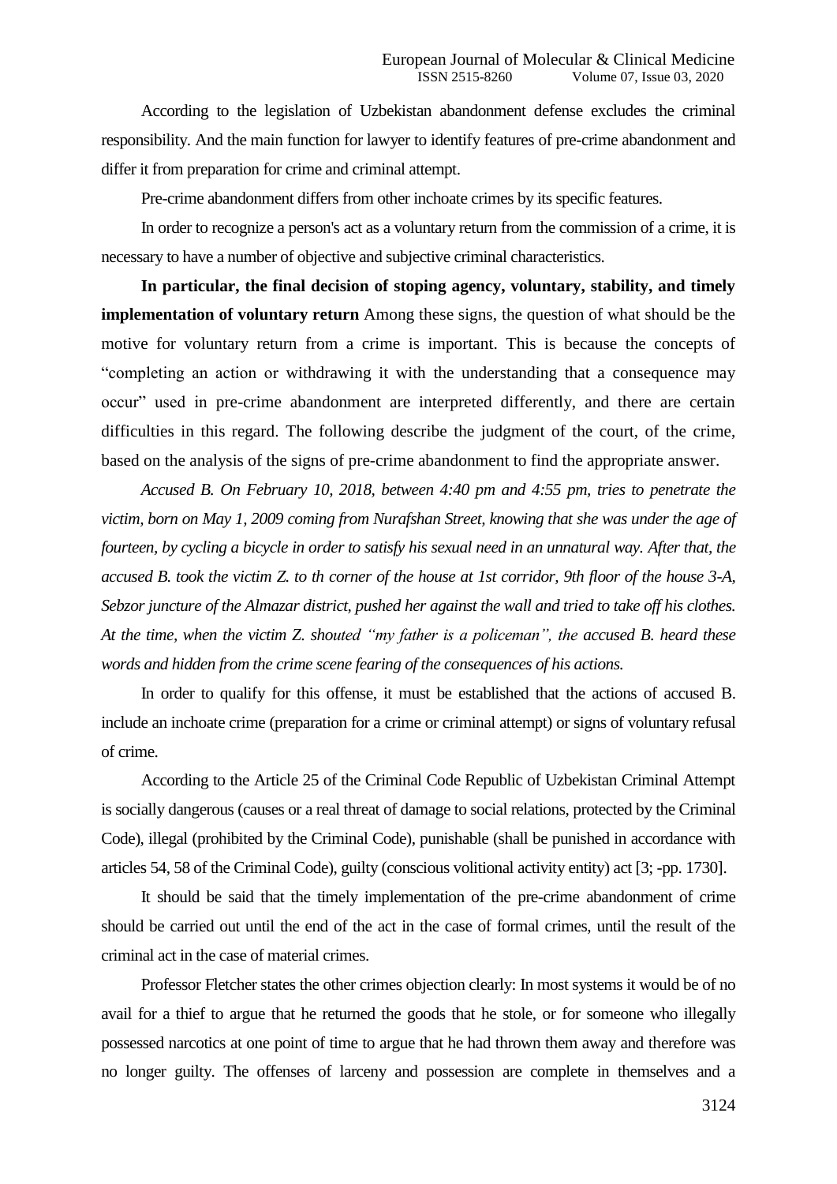According to the legislation of Uzbekistan abandonment defense excludes the criminal responsibility. And the main function for lawyer to identify features of pre-crime abandonment and differ it from preparation for crime and criminal attempt.

Pre-crime abandonment differs from other inchoate crimes by its specific features.

In order to recognize a person's act as a voluntary return from the commission of a crime, it is necessary to have a number of objective and subjective criminal characteristics.

**In particular, the final decision of stoping agency, voluntary, stability, and timely implementation of voluntary return** Among these signs, the question of what should be the motive for voluntary return from a crime is important. This is because the concepts of "completing an action or withdrawing it with the understanding that a consequence may occur" used in pre-crime abandonment are interpreted differently, and there are certain difficulties in this regard. The following describe the judgment of the court, of the crime, based on the analysis of the signs of pre-crime abandonment to find the appropriate answer.

*Accused B. On February 10, 2018, between 4:40 pm and 4:55 pm, tries to penetrate the victim, born on May 1, 2009 coming from Nurafshan Street, knowing that she was under the age of fourteen, by cycling a bicycle in order to satisfy his sexual need in an unnatural way. After that, the accused B. took the victim Z. to th corner of the house at 1st corridor, 9th floor of the house 3-A, Sebzor juncture of the Almazar district, pushed her against the wall and tried to take off his clothes. At the time, when the victim Z. shouted "my father is a policeman", the accused B. heard these words and hidden from the crime scene fearing of the consequences of his actions.*

In order to qualify for this offense, it must be established that the actions of accused B. include an inchoate crime (preparation for a crime or criminal attempt) or signs of voluntary refusal of crime.

According to the Article 25 of the Criminal Code Republic of Uzbekistan Criminal Attempt is socially dangerous (causes or a real threat of damage to social relations, protected by the Criminal Code), illegal (prohibited by the Criminal Code), punishable (shall be punished in accordance with articles 54, 58 of the Criminal Code), guilty (conscious volitional activity entity) act [3; -pp. 1730].

It should be said that the timely implementation of the pre-crime abandonment of crime should be carried out until the end of the act in the case of formal crimes, until the result of the criminal act in the case of material crimes.

Professor Fletcher states the other crimes objection clearly: In most systems it would be of no avail for a thief to argue that he returned the goods that he stole, or for someone who illegally possessed narcotics at one point of time to argue that he had thrown them away and therefore was no longer guilty. The offenses of larceny and possession are complete in themselves and a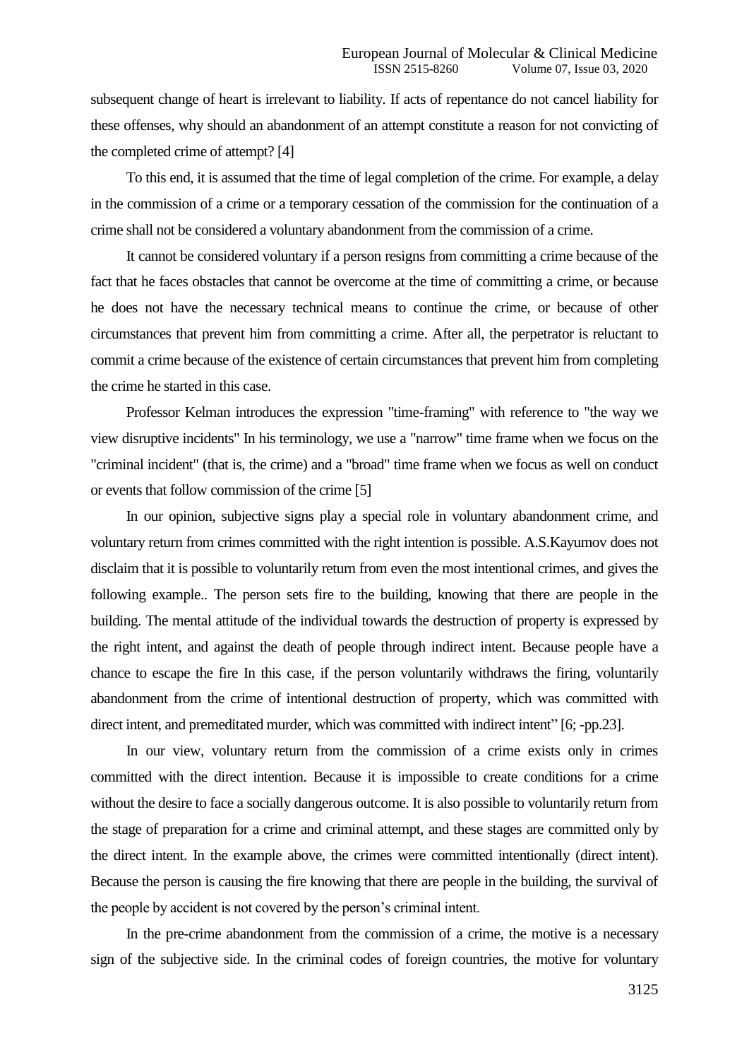subsequent change of heart is irrelevant to liability. If acts of repentance do not cancel liability for these offenses, why should an abandonment of an attempt constitute a reason for not convicting of the completed crime of attempt? [4]

To this end, it is assumed that the time of legal completion of the crime. For example, a delay in the commission of a crime or a temporary cessation of the commission for the continuation of a crime shall not be considered a voluntary abandonment from the commission of a crime.

It cannot be considered voluntary if a person resigns from committing a crime because of the fact that he faces obstacles that cannot be overcome at the time of committing a crime, or because he does not have the necessary technical means to continue the crime, or because of other circumstances that prevent him from committing a crime. After all, the perpetrator is reluctant to commit a crime because of the existence of certain circumstances that prevent him from completing the crime he started in this case.

Professor Kelman introduces the expression "time-framing" with reference to "the way we view disruptive incidents" In his terminology, we use a "narrow" time frame when we focus on the "criminal incident" (that is, the crime) and a "broad" time frame when we focus as well on conduct or events that follow commission of the crime [5]

In our opinion, subjective signs play a special role in voluntary abandonment crime, and voluntary return from crimes committed with the right intention is possible. A.S.Kayumov does not disclaim that it is possible to voluntarily return from even the most intentional crimes, and gives the following example.. The person sets fire to the building, knowing that there are people in the building. The mental attitude of the individual towards the destruction of property is expressed by the right intent, and against the death of people through indirect intent. Because people have a chance to escape the fire In this case, if the person voluntarily withdraws the firing, voluntarily abandonment from the crime of intentional destruction of property, which was committed with direct intent, and premeditated murder, which was committed with indirect intent" [6; -pp.23].

In our view, voluntary return from the commission of a crime exists only in crimes committed with the direct intention. Because it is impossible to create conditions for a crime without the desire to face a socially dangerous outcome. It is also possible to voluntarily return from the stage of preparation for a crime and criminal attempt, and these stages are committed only by the direct intent. In the example above, the crimes were committed intentionally (direct intent). Because the person is causing the fire knowing that there are people in the building, the survival of the people by accident is not covered by the person's criminal intent.

In the pre-crime abandonment from the commission of a crime, the motive is a necessary sign of the subjective side. In the criminal codes of foreign countries, the motive for voluntary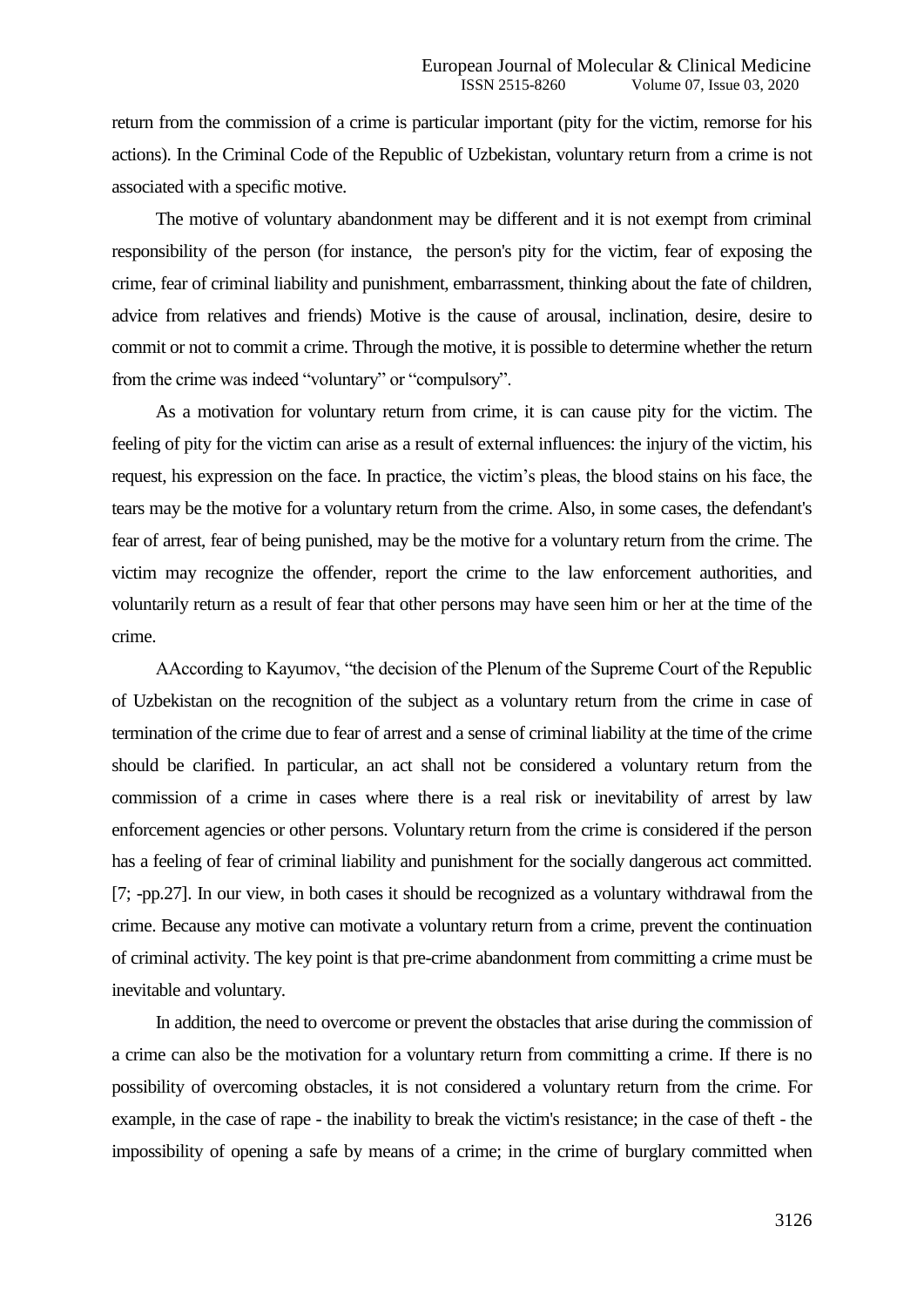return from the commission of a crime is particular important (pity for the victim, remorse for his actions). In the Criminal Code of the Republic of Uzbekistan, voluntary return from a crime is not associated with a specific motive.

The motive of voluntary abandonment may be different and it is not exempt from criminal responsibility of the person (for instance, the person's pity for the victim, fear of exposing the crime, fear of criminal liability and punishment, embarrassment, thinking about the fate of children, advice from relatives and friends) Motive is the cause of arousal, inclination, desire, desire to commit or not to commit a crime. Through the motive, it is possible to determine whether the return from the crime was indeed "voluntary" or "compulsory".

As a motivation for voluntary return from crime, it is can cause pity for the victim. The feeling of pity for the victim can arise as a result of external influences: the injury of the victim, his request, his expression on the face. In practice, the victim's pleas, the blood stains on his face, the tears may be the motive for a voluntary return from the crime. Also, in some cases, the defendant's fear of arrest, fear of being punished, may be the motive for a voluntary return from the crime. The victim may recognize the offender, report the crime to the law enforcement authorities, and voluntarily return as a result of fear that other persons may have seen him or her at the time of the crime.

AAccording to Kayumov, "the decision of the Plenum of the Supreme Court of the Republic of Uzbekistan on the recognition of the subject as a voluntary return from the crime in case of termination of the crime due to fear of arrest and a sense of criminal liability at the time of the crime should be clarified. In particular, an act shall not be considered a voluntary return from the commission of a crime in cases where there is a real risk or inevitability of arrest by law enforcement agencies or other persons. Voluntary return from the crime is considered if the person has a feeling of fear of criminal liability and punishment for the socially dangerous act committed. [7; -pp.27]. In our view, in both cases it should be recognized as a voluntary withdrawal from the crime. Because any motive can motivate a voluntary return from a crime, prevent the continuation of criminal activity. The key point is that pre-crime abandonment from committing a crime must be inevitable and voluntary.

In addition, the need to overcome or prevent the obstacles that arise during the commission of a crime can also be the motivation for a voluntary return from committing a crime. If there is no possibility of overcoming obstacles, it is not considered a voluntary return from the crime. For example, in the case of rape - the inability to break the victim's resistance; in the case of theft - the impossibility of opening a safe by means of a crime; in the crime of burglary committed when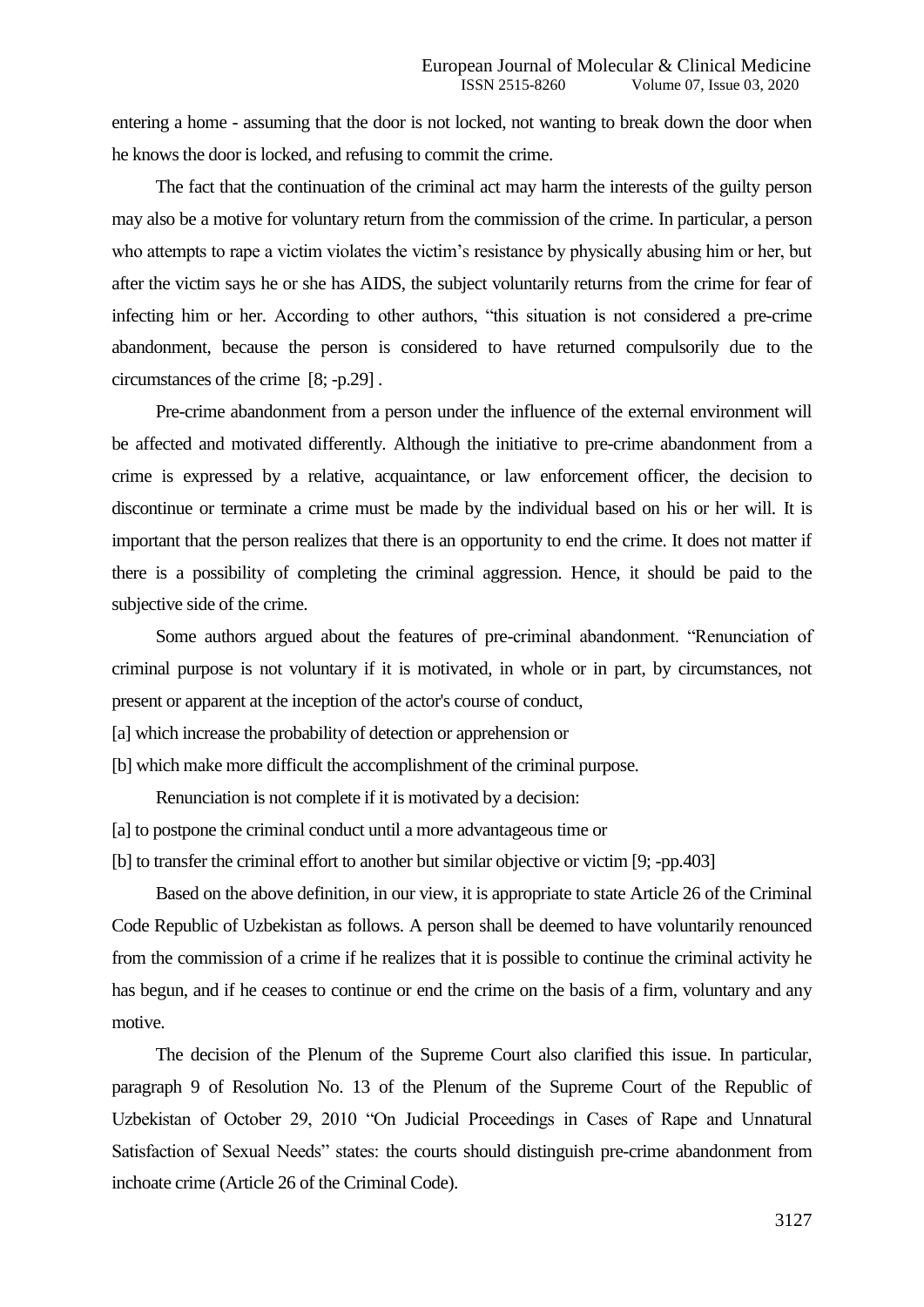entering a home - assuming that the door is not locked, not wanting to break down the door when he knows the door is locked, and refusing to commit the crime.

The fact that the continuation of the criminal act may harm the interests of the guilty person may also be a motive for voluntary return from the commission of the crime. In particular, a person who attempts to rape a victim violates the victim's resistance by physically abusing him or her, but after the victim says he or she has AIDS, the subject voluntarily returns from the crime for fear of infecting him or her. According to other authors, "this situation is not considered a pre-crime abandonment, because the person is considered to have returned compulsorily due to the circumstances of the crime [8; -p.29] .

Pre-crime abandonment from a person under the influence of the external environment will be affected and motivated differently. Although the initiative to pre-crime abandonment from a crime is expressed by a relative, acquaintance, or law enforcement officer, the decision to discontinue or terminate a crime must be made by the individual based on his or her will. It is important that the person realizes that there is an opportunity to end the crime. It does not matter if there is a possibility of completing the criminal aggression. Hence, it should be paid to the subjective side of the crime.

Some authors argued about the features of pre-criminal abandonment. "Renunciation of criminal purpose is not voluntary if it is motivated, in whole or in part, by circumstances, not present or apparent at the inception of the actor's course of conduct,

[a] which increase the probability of detection or apprehension or

[b] which make more difficult the accomplishment of the criminal purpose.

Renunciation is not complete if it is motivated by a decision:

[a] to postpone the criminal conduct until a more advantageous time or

[b] to transfer the criminal effort to another but similar objective or victim [9; -pp.403]

Based on the above definition, in our view, it is appropriate to state Article 26 of the Criminal Code Republic of Uzbekistan as follows. A person shall be deemed to have voluntarily renounced from the commission of a crime if he realizes that it is possible to continue the criminal activity he has begun, and if he ceases to continue or end the crime on the basis of a firm, voluntary and any motive.

The decision of the Plenum of the Supreme Court also clarified this issue. In particular, paragraph 9 of Resolution No. 13 of the Plenum of the Supreme Court of the Republic of Uzbekistan of October 29, 2010 "On Judicial Proceedings in Cases of Rape and Unnatural Satisfaction of Sexual Needs" states: the courts should distinguish pre-crime abandonment from inchoate crime (Article 26 of the Criminal Code).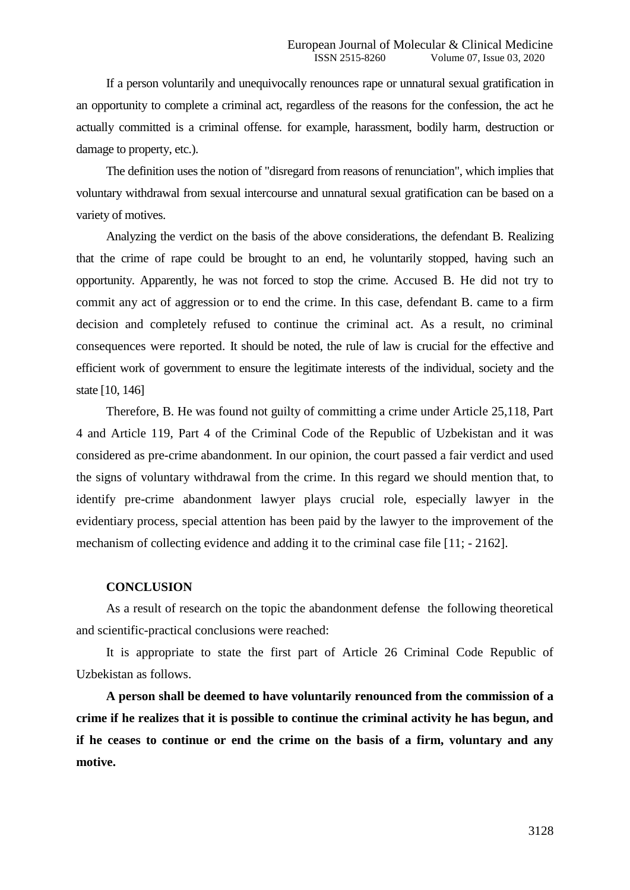If a person voluntarily and unequivocally renounces rape or unnatural sexual gratification in an opportunity to complete a criminal act, regardless of the reasons for the confession, the act he actually committed is a criminal offense. for example, harassment, bodily harm, destruction or damage to property, etc.).

The definition uses the notion of "disregard from reasons of renunciation", which implies that voluntary withdrawal from sexual intercourse and unnatural sexual gratification can be based on a variety of motives.

Analyzing the verdict on the basis of the above considerations, the defendant B. Realizing that the crime of rape could be brought to an end, he voluntarily stopped, having such an opportunity. Apparently, he was not forced to stop the crime. Accused B. He did not try to commit any act of aggression or to end the crime. In this case, defendant B. came to a firm decision and completely refused to continue the criminal act. As a result, no criminal consequences were reported. It should be noted, the rule of law is crucial for the effective and efficient work of government to ensure the legitimate interests of the individual, society and the state [10, 146]

Therefore, B. He was found not guilty of committing a crime under Article 25,118, Part 4 and Article 119, Part 4 of the Criminal Code of the Republic of Uzbekistan and it was considered as pre-crime abandonment. In our opinion, the court passed a fair verdict and used the signs of voluntary withdrawal from the crime. In this regard we should mention that, to identify pre-crime abandonment lawyer plays crucial role, especially lawyer in the evidentiary process, special attention has been paid by the lawyer to the improvement of the mechanism of collecting evidence and adding it to the criminal case file [11; - 2162].

**CONCLUSION**

As a result of research on the topic the abandonment defense the following theoretical and scientific-practical conclusions were reached:

It is appropriate to state the first part of Article 26 Criminal Code Republic of Uzbekistan as follows.

**A person shall be deemed to have voluntarily renounced from the commission of a crime if he realizes that it is possible to continue the criminal activity he has begun, and if he ceases to continue or end the crime on the basis of a firm, voluntary and any motive.**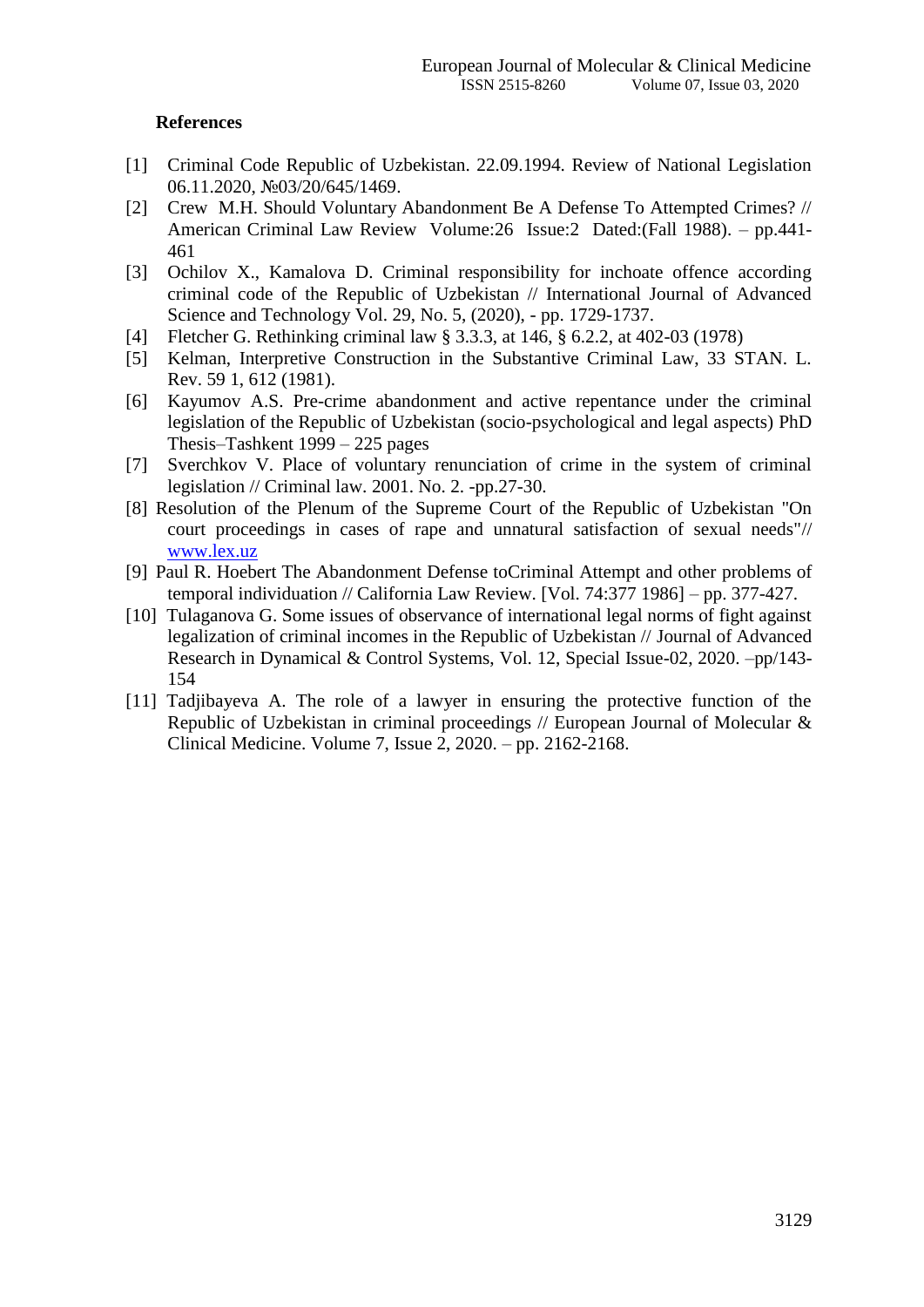**References**

[1] Criminal Code Republic of Uzbekistan. 22.09.1994. Review of National Legislation 06.11.2020, №03/20/645/1469.

[2] Crew M.H. Should Voluntary Abandonment Be A Defense To Attempted Crimes? // American Criminal Law Review Volume:26 Issue:2 Dated:(Fall 1988). – pp.441-461

[3] Ochilov X., Kamalova D. Criminal responsibility for inchoate offence according criminal code of the Republic of Uzbekistan // International Journal of Advanced Science and Technology Vol. 29, No. 5, (2020), - pp. 1729-1737.

[4] Fletcher G. Rethinking criminal law § 3.3.3, at 146, § 6.2.2, at 402-03 (1978)

[5] Kelman, Interpretive Construction in the Substantive Criminal Law, 33 STAN. L. Rev. 59 1, 612 (1981).

[6] Kayumov A.S. Pre-crime abandonment and active repentance under the criminal legislation of the Republic of Uzbekistan (socio-psychological and legal aspects) PhD Thesis–Tashkent 1999 – 225 pages

[7] Sverchkov V. Place of voluntary renunciation of crime in the system of criminal legislation // Criminal law. 2001. No. 2. -pp.27-30.

[8] Resolution of the Plenum of the Supreme Court of the Republic of Uzbekistan "On court proceedings in cases of rape and unnatural satisfaction of sexual needs"// www.lex.uz

[9] Paul R. Hoebert The Abandonment Defense toCriminal Attempt and other problems of temporal individuation // California Law Review. [Vol. 74:377 1986] – pp. 377-427.

[10] Tulaganova G. Some issues of observance of international legal norms of fight against legalization of criminal incomes in the Republic of Uzbekistan // Journal of Advanced Research in Dynamical & Control Systems, Vol. 12, Special Issue-02, 2020. –pp/143-154

[11] Tadjibayeva A. The role of a lawyer in ensuring the protective function of the Republic of Uzbekistan in criminal proceedings // European Journal of Molecular & Clinical Medicine. Volume 7, Issue 2, 2020. – pp. 2162-2168.